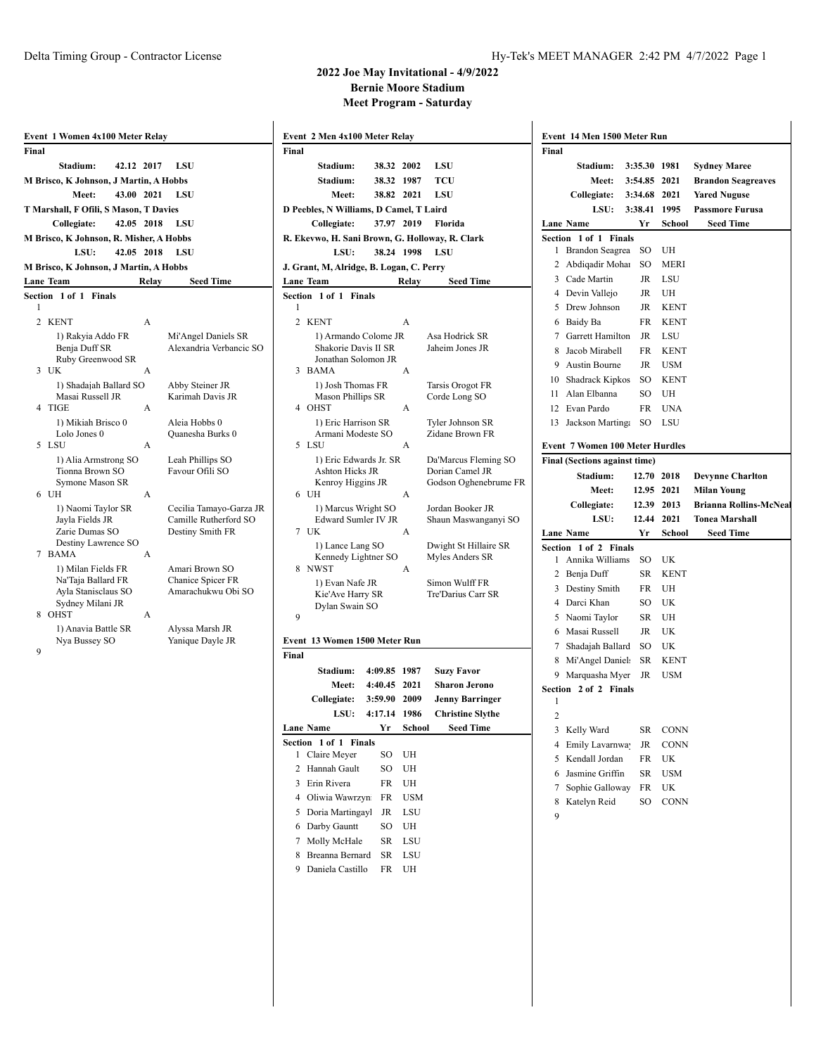## 2022 Joe May Invitational - 4/9/2022
### Bernie Moore Stadium
### Meet Program - Saturday

### Event 1 Women 4x100 Meter Relay

**Final**

| | | | |
|---|---|---|---|
| Stadium: | 42.12 | 2017 | LSU |
| M Brisco, K Johnson, J Martin, A Hobbs | | | |
| Meet: | 43.00 | 2021 | LSU |
| T Marshall, F Ofili, S Mason, T Davies | | | |
| Collegiate: | 42.05 | 2018 | LSU |
| M Brisco, K Johnson, R. Misher, A Hobbs | | | |
| LSU: | 42.05 | 2018 | LSU |
| M Brisco, K Johnson, J Martin, A Hobbs | | | |

| Lane | Team | Relay | Seed Time |
|---|---|---|---|
| **Section 1 of 1 Finals** | | | |
| 1 | | | |
| 2 | KENT | A | |
| | 1) Rakyia Addo FR; Mi'Angel Daniels SR; Benja Duff SR; Alexandria Verbancic SO; Ruby Greenwood SR | | |
| 3 | UK | A | |
| | 1) Shadajah Ballard SO; Abby Steiner JR; Masai Russell JR; Karimah Davis JR | | |
| 4 | TIGE | A | |
| | 1) Mikiah Brisco 0; Aleia Hobbs 0; Lolo Jones 0; Quanesha Burks 0 | | |
| 5 | LSU | A | |
| | 1) Alia Armstrong SO; Leah Phillips SO; Tionna Brown SO; Favour Ofili SO; Symone Mason SR | | |
| 6 | UH | A | |
| | 1) Naomi Taylor SR; Cecilia Tamayo-Garza JR; Jayla Fields JR; Camille Rutherford SO; Zarie Dumas SO; Destiny Smith FR; Destiny Lawrence SO | | |
| 7 | BAMA | A | |
| | 1) Milan Fields FR; Amari Brown SO; Na'Taja Ballard FR; Chanice Spicer FR; Ayla Stanisclaus SO; Amarachukwu Obi SO; Sydney Milani JR | | |
| 8 | OHST | A | |
| | 1) Anavia Battle SR; Alyssa Marsh JR; Nya Bussey SO; Yanique Dayle JR | | |
| 9 | | | |

### Event 2 Men 4x100 Meter Relay

**Final**

| | | | |
|---|---|---|---|
| Stadium: | 38.32 | 2002 | LSU |
| Stadium: | 38.32 | 1987 | TCU |
| Meet: | 38.82 | 2021 | LSU |
| D Peebles, N Williams, D Camel, T Laird | | | |
| Collegiate: | 37.97 | 2019 | Florida |
| R. Ekevwo, H. Sani Brown, G. Holloway, R. Clark | | | |
| LSU: | 38.24 | 1998 | LSU |
| J. Grant, M, Alridge, B. Logan, C. Perry | | | |

| Lane | Team | Relay | Seed Time |
|---|---|---|---|
| **Section 1 of 1 Finals** | | | |
| 1 | | | |
| 2 | KENT | A | |
| | 1) Armando Colome JR; Asa Hodrick SR; Shakorie Davis II SR; Jaheim Jones JR; Jonathan Solomon JR | | |
| 3 | BAMA | A | |
| | 1) Josh Thomas FR; Tarsis Orogot FR; Mason Phillips SR; Corde Long SO | | |
| 4 | OHST | A | |
| | 1) Eric Harrison SR; Tyler Johnson SR; Armani Modeste SO; Zidane Brown FR | | |
| 5 | LSU | A | |
| | 1) Eric Edwards Jr. SR; Da'Marcus Fleming SO; Ashton Hicks JR; Dorian Camel JR; Kenroy Higgins JR; Godson Oghenebrume FR | | |
| 6 | UH | A | |
| | 1) Marcus Wright SO; Jordan Booker JR; Edward Sumler IV JR; Shaun Maswanganyi SO | | |
| 7 | UK | A | |
| | 1) Lance Lang SO; Dwight St Hillaire SR; Kennedy Lightner SO; Myles Anders SR | | |
| 8 | NWST | A | |
| | 1) Evan Nafe JR; Simon Wulff FR; Kie'Ave Harry SR; Tre'Darius Carr SR; Dylan Swain SO | | |
| 9 | | | |

### Event 13 Women 1500 Meter Run

**Final**

| | | | |
|---|---|---|---|
| Stadium: | 4:09.85 | 1987 | Suzy Favor |
| Meet: | 4:40.45 | 2021 | Sharon Jerono |
| Collegiate: | 3:59.90 | 2009 | Jenny Barringer |
| LSU: | 4:17.14 | 1986 | Christine Slythe |

| Lane | Name | Yr | School | Seed Time |
|---|---|---|---|---|
| **Section 1 of 1 Finals** | | | | |
| 1 | Claire Meyer | SO | UH | |
| 2 | Hannah Gault | SO | UH | |
| 3 | Erin Rivera | FR | UH | |
| 4 | Oliwia Wawrzyn | FR | USM | |
| 5 | Doria Martingayl | JR | LSU | |
| 6 | Darby Gauntt | SO | UH | |
| 7 | Molly McHale | SR | LSU | |
| 8 | Breanna Bernard | SR | LSU | |
| 9 | Daniela Castillo | FR | UH | |

### Event 14 Men 1500 Meter Run

**Final**

| | | | |
|---|---|---|---|
| Stadium: | 3:35.30 | 1981 | Sydney Maree |
| Meet: | 3:54.85 | 2021 | Brandon Seagreaves |
| Collegiate: | 3:34.68 | 2021 | Yared Nuguse |
| LSU: | 3:38.41 | 1995 | Passmore Furusa |

| Lane | Name | Yr | School | Seed Time |
|---|---|---|---|---|
| **Section 1 of 1 Finals** | | | | |
| 1 | Brandon Seagrea | SO | UH | |
| 2 | Abdiqadir Moham | SO | MERI | |
| 3 | Cade Martin | JR | LSU | |
| 4 | Devin Vallejo | JR | UH | |
| 5 | Drew Johnson | JR | KENT | |
| 6 | Baidy Ba | FR | KENT | |
| 7 | Garrett Hamilton | JR | LSU | |
| 8 | Jacob Mirabell | FR | KENT | |
| 9 | Austin Bourne | JR | USM | |
| 10 | Shadrack Kipkos | SO | KENT | |
| 11 | Alan Elbanna | SO | UH | |
| 12 | Evan Pardo | FR | UNA | |
| 13 | Jackson Martinga | SO | LSU | |

### Event 7 Women 100 Meter Hurdles

**Final (Sections against time)**

| | | | |
|---|---|---|---|
| Stadium: | 12.70 | 2018 | Devynne Charlton |
| Meet: | 12.95 | 2021 | Milan Young |
| Collegiate: | 12.39 | 2013 | Brianna Rollins-McNeal |
| LSU: | 12.44 | 2021 | Tonea Marshall |

| Lane | Name | Yr | School | Seed Time |
|---|---|---|---|---|
| **Section 1 of 2 Finals** | | | | |
| 1 | Annika Williams | SO | UK | |
| 2 | Benja Duff | SR | KENT | |
| 3 | Destiny Smith | FR | UH | |
| 4 | Darci Khan | SO | UK | |
| 5 | Naomi Taylor | SR | UH | |
| 6 | Masai Russell | JR | UK | |
| 7 | Shadajah Ballard | SO | UK | |
| 8 | Mi'Angel Daniels | SR | KENT | |
| 9 | Marquasha Myer | JR | USM | |
| **Section 2 of 2 Finals** | | | | |
| 1 | | | | |
| 2 | | | | |
| 3 | Kelly Ward | SR | CONN | |
| 4 | Emily Lavarnway | JR | CONN | |
| 5 | Kendall Jordan | FR | UK | |
| 6 | Jasmine Griffin | SR | USM | |
| 7 | Sophie Galloway | FR | UK | |
| 8 | Katelyn Reid | SO | CONN | |
| 9 | | | | |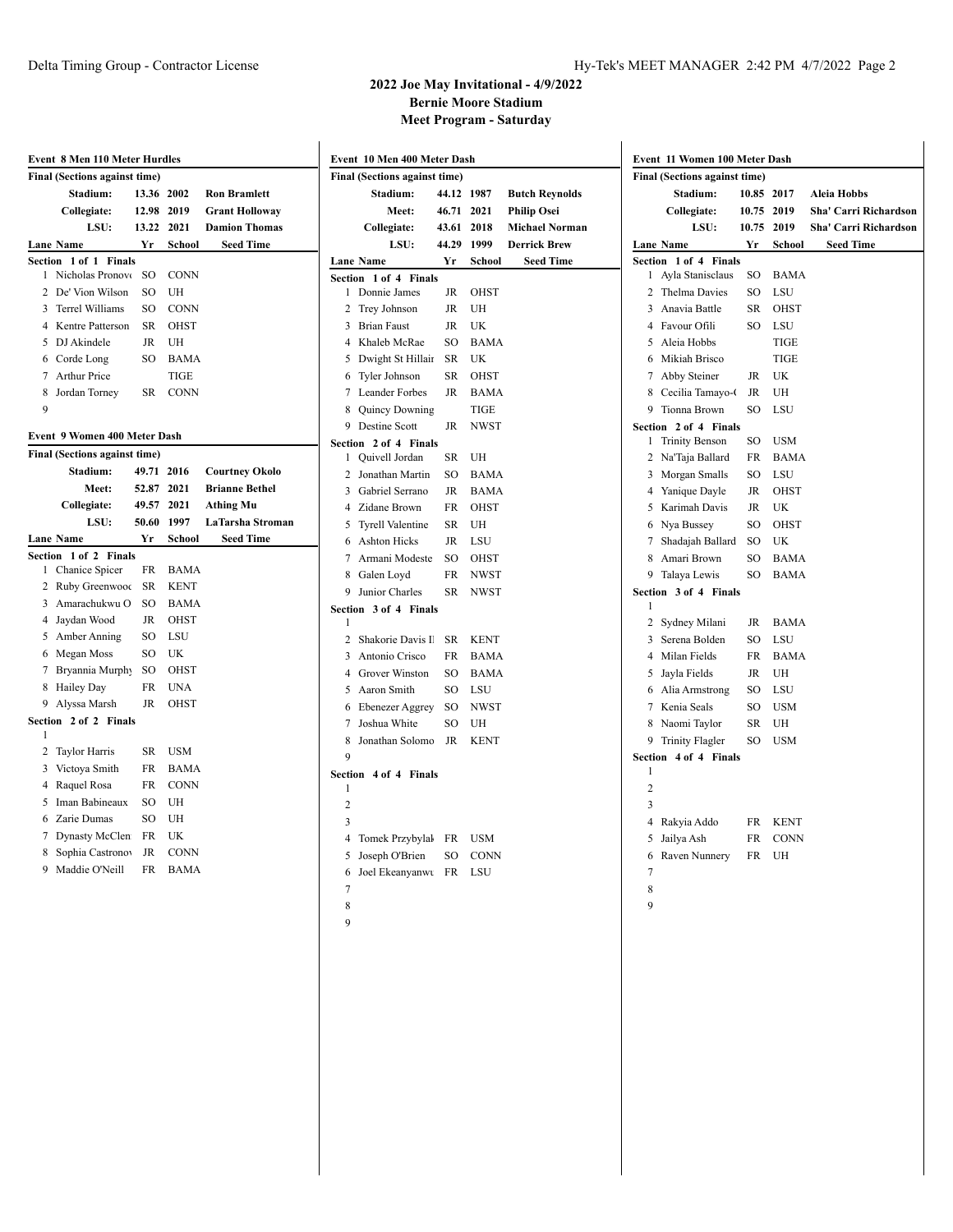## 2022 Joe May Invitational - 4/9/2022
### Bernie Moore Stadium
### Meet Program - Saturday

### Event 8 Men 110 Meter Hurdles

**Final (Sections against time)**

| | | | |
|---|---|---|---|
| Stadium: | 13.36 | 2002 | Ron Bramlett |
| Collegiate: | 12.98 | 2019 | Grant Holloway |
| LSU: | 13.22 | 2021 | Damion Thomas |

| Lane | Name | Yr | School | Seed Time |
|---|---|---|---|---|
| **Section 1 of 1 Finals** | | | | |
| 1 | Nicholas Pronov | SO | CONN | |
| 2 | De' Vion Wilson | SO | UH | |
| 3 | Terrel Williams | SO | CONN | |
| 4 | Kentre Patterson | SR | OHST | |
| 5 | DJ Akindele | JR | UH | |
| 6 | Corde Long | SO | BAMA | |
| 7 | Arthur Price | | TIGE | |
| 8 | Jordan Torney | SR | CONN | |
| 9 | | | | |

### Event 9 Women 400 Meter Dash

**Final (Sections against time)**

| | | | |
|---|---|---|---|
| Stadium: | 49.71 | 2016 | Courtney Okolo |
| Meet: | 52.87 | 2021 | Brianne Bethel |
| Collegiate: | 49.57 | 2021 | Athing Mu |
| LSU: | 50.60 | 1997 | LaTarsha Stroman |

| Lane | Name | Yr | School | Seed Time |
|---|---|---|---|---|
| **Section 1 of 2 Finals** | | | | |
| 1 | Chanice Spicer | FR | BAMA | |
| 2 | Ruby Greenwooc | SR | KENT | |
| 3 | Amarachukwu O | SO | BAMA | |
| 4 | Jaydan Wood | JR | OHST | |
| 5 | Amber Anning | SO | LSU | |
| 6 | Megan Moss | SO | UK | |
| 7 | Bryannia Murphy | SO | OHST | |
| 8 | Hailey Day | FR | UNA | |
| 9 | Alyssa Marsh | JR | OHST | |
| **Section 2 of 2 Finals** | | | | |
| 1 | | | | |
| 2 | Taylor Harris | SR | USM | |
| 3 | Victoya Smith | FR | BAMA | |
| 4 | Raquel Rosa | FR | CONN | |
| 5 | Iman Babineaux | SO | UH | |
| 6 | Zarie Dumas | SO | UH | |
| 7 | Dynasty McClen | FR | UK | |
| 8 | Sophia Castronov | JR | CONN | |
| 9 | Maddie O'Neill | FR | BAMA | |

### Event 10 Men 400 Meter Dash

**Final (Sections against time)**

| | | | |
|---|---|---|---|
| Stadium: | 44.12 | 1987 | Butch Reynolds |
| Meet: | 46.71 | 2021 | Philip Osei |
| Collegiate: | 43.61 | 2018 | Michael Norman |
| LSU: | 44.29 | 1999 | Derrick Brew |

| Lane | Name | Yr | School | Seed Time |
|---|---|---|---|---|
| **Section 1 of 4 Finals** | | | | |
| 1 | Donnie James | JR | OHST | |
| 2 | Trey Johnson | JR | UH | |
| 3 | Brian Faust | JR | UK | |
| 4 | Khaleb McRae | SO | BAMA | |
| 5 | Dwight St Hillair | SR | UK | |
| 6 | Tyler Johnson | SR | OHST | |
| 7 | Leander Forbes | JR | BAMA | |
| 8 | Quincy Downing | | TIGE | |
| 9 | Destine Scott | JR | NWST | |
| **Section 2 of 4 Finals** | | | | |
| 1 | Quivell Jordan | SR | UH | |
| 2 | Jonathan Martin | SO | BAMA | |
| 3 | Gabriel Serrano | JR | BAMA | |
| 4 | Zidane Brown | FR | OHST | |
| 5 | Tyrell Valentine | SR | UH | |
| 6 | Ashton Hicks | JR | LSU | |
| 7 | Armani Modeste | SO | OHST | |
| 8 | Galen Loyd | FR | NWST | |
| 9 | Junior Charles | SR | NWST | |
| **Section 3 of 4 Finals** | | | | |
| 1 | | | | |
| 2 | Shakorie Davis II | SR | KENT | |
| 3 | Antonio Crisco | FR | BAMA | |
| 4 | Grover Winston | SO | BAMA | |
| 5 | Aaron Smith | SO | LSU | |
| 6 | Ebenezer Aggrey | SO | NWST | |
| 7 | Joshua White | SO | UH | |
| 8 | Jonathan Solomo | JR | KENT | |
| 9 | | | | |
| **Section 4 of 4 Finals** | | | | |
| 1 | | | | |
| 2 | | | | |
| 3 | | | | |
| 4 | Tomek Przybylak | FR | USM | |
| 5 | Joseph O'Brien | SO | CONN | |
| 6 | Joel Ekeanyanwu | FR | LSU | |
| 7 | | | | |
| 8 | | | | |
| 9 | | | | |

### Event 11 Women 100 Meter Dash

**Final (Sections against time)**

| | | | |
|---|---|---|---|
| Stadium: | 10.85 | 2017 | Aleia Hobbs |
| Collegiate: | 10.75 | 2019 | Sha' Carri Richardson |
| LSU: | 10.75 | 2019 | Sha' Carri Richardson |

| Lane | Name | Yr | School | Seed Time |
|---|---|---|---|---|
| **Section 1 of 4 Finals** | | | | |
| 1 | Ayla Stanisclaus | SO | BAMA | |
| 2 | Thelma Davies | SO | LSU | |
| 3 | Anavia Battle | SR | OHST | |
| 4 | Favour Ofili | SO | LSU | |
| 5 | Aleia Hobbs | | TIGE | |
| 6 | Mikiah Brisco | | TIGE | |
| 7 | Abby Steiner | JR | UK | |
| 8 | Cecilia Tamayo-( | JR | UH | |
| 9 | Tionna Brown | SO | LSU | |
| **Section 2 of 4 Finals** | | | | |
| 1 | Trinity Benson | SO | USM | |
| 2 | Na'Taja Ballard | FR | BAMA | |
| 3 | Morgan Smalls | SO | LSU | |
| 4 | Yanique Dayle | JR | OHST | |
| 5 | Karimah Davis | JR | UK | |
| 6 | Nya Bussey | SO | OHST | |
| 7 | Shadajah Ballard | SO | UK | |
| 8 | Amari Brown | SO | BAMA | |
| 9 | Talaya Lewis | SO | BAMA | |
| **Section 3 of 4 Finals** | | | | |
| 1 | | | | |
| 2 | Sydney Milani | JR | BAMA | |
| 3 | Serena Bolden | SO | LSU | |
| 4 | Milan Fields | FR | BAMA | |
| 5 | Jayla Fields | JR | UH | |
| 6 | Alia Armstrong | SO | LSU | |
| 7 | Kenia Seals | SO | USM | |
| 8 | Naomi Taylor | SR | UH | |
| 9 | Trinity Flagler | SO | USM | |
| **Section 4 of 4 Finals** | | | | |
| 1 | | | | |
| 2 | | | | |
| 3 | | | | |
| 4 | Rakyia Addo | FR | KENT | |
| 5 | Jailya Ash | FR | CONN | |
| 6 | Raven Nunnery | FR | UH | |
| 7 | | | | |
| 8 | | | | |
| 9 | | | | |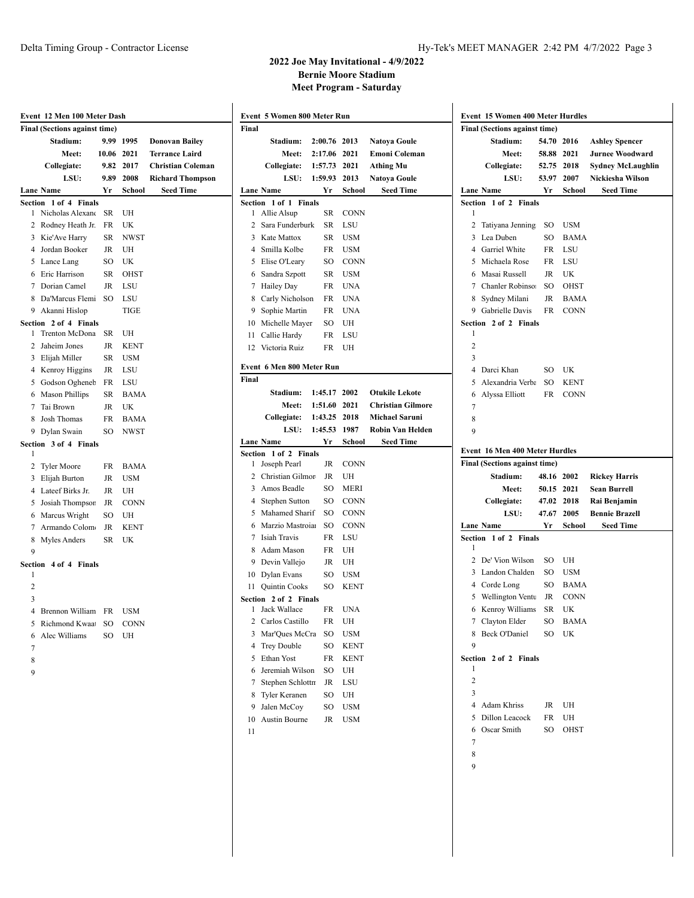## 2022 Joe May Invitational - 4/9/2022
## Bernie Moore Stadium
## Meet Program - Saturday

### Event 12 Men 100 Meter Dash

**Final (Sections against time)**

| Record | Time | Year | Name |
|---|---|---|---|
| Stadium: | 9.99 | 1995 | Donovan Bailey |
| Meet: | 10.06 | 2021 | Terrance Laird |
| Collegiate: | 9.82 | 2017 | Christian Coleman |
| LSU: | 9.89 | 2008 | Richard Thompson |

| Lane | Name | Yr | School | Seed Time |
|---|---|---|---|---|
| **Section 1 of 4 Finals** | | | | |
| 1 | Nicholas Alexand | SR | UH | |
| 2 | Rodney Heath Jr. | FR | UK | |
| 3 | Kie'Ave Harry | SR | NWST | |
| 4 | Jordan Booker | JR | UH | |
| 5 | Lance Lang | SO | UK | |
| 6 | Eric Harrison | SR | OHST | |
| 7 | Dorian Camel | JR | LSU | |
| 8 | Da'Marcus Flemi | SO | LSU | |
| 9 | Akanni Hislop | | TIGE | |
| **Section 2 of 4 Finals** | | | | |
| 1 | Trenton McDona | SR | UH | |
| 2 | Jaheim Jones | JR | KENT | |
| 3 | Elijah Miller | SR | USM | |
| 4 | Kenroy Higgins | JR | LSU | |
| 5 | Godson Ogheneb | FR | LSU | |
| 6 | Mason Phillips | SR | BAMA | |
| 7 | Tai Brown | JR | UK | |
| 8 | Josh Thomas | FR | BAMA | |
| 9 | Dylan Swain | SO | NWST | |
| **Section 3 of 4 Finals** | | | | |
| 1 | | | | |
| 2 | Tyler Moore | FR | BAMA | |
| 3 | Elijah Burton | JR | USM | |
| 4 | Lateef Birks Jr. | JR | UH | |
| 5 | Josiah Thompson | JR | CONN | |
| 6 | Marcus Wright | SO | UH | |
| 7 | Armando Colom | JR | KENT | |
| 8 | Myles Anders | SR | UK | |
| 9 | | | | |
| **Section 4 of 4 Finals** | | | | |
| 1 | | | | |
| 2 | | | | |
| 3 | | | | |
| 4 | Brennon William | FR | USM | |
| 5 | Richmond Kwaa | SO | CONN | |
| 6 | Alec Williams | SO | UH | |
| 7 | | | | |
| 8 | | | | |
| 9 | | | | |

### Event 5 Women 800 Meter Run

**Final**

| Record | Time | Year | Name |
|---|---|---|---|
| Stadium: | 2:00.76 | 2013 | Natoya Goule |
| Meet: | 2:17.06 | 2021 | Emoni Coleman |
| Collegiate: | 1:57.73 | 2021 | Athing Mu |
| LSU: | 1:59.93 | 2013 | Natoya Goule |

| Lane | Name | Yr | School | Seed Time |
|---|---|---|---|---|
| **Section 1 of 1 Finals** | | | | |
| 1 | Allie Alsup | SR | CONN | |
| 2 | Sara Funderburk | SR | LSU | |
| 3 | Kate Mattox | SR | USM | |
| 4 | Smilla Kolbe | FR | USM | |
| 5 | Elise O'Leary | SO | CONN | |
| 6 | Sandra Szpott | SR | USM | |
| 7 | Hailey Day | FR | UNA | |
| 8 | Carly Nicholson | FR | UNA | |
| 9 | Sophie Martin | FR | UNA | |
| 10 | Michelle Mayer | SO | UH | |
| 11 | Callie Hardy | FR | LSU | |
| 12 | Victoria Ruiz | FR | UH | |

### Event 6 Men 800 Meter Run

**Final**

| Record | Time | Year | Name |
|---|---|---|---|
| Stadium: | 1:45.17 | 2002 | Otukile Lekote |
| Meet: | 1:51.60 | 2021 | Christian Gilmore |
| Collegiate: | 1:43.25 | 2018 | Michael Saruni |
| LSU: | 1:45.53 | 1987 | Robin Van Helden |

| Lane | Name | Yr | School | Seed Time |
|---|---|---|---|---|
| **Section 1 of 2 Finals** | | | | |
| 1 | Joseph Pearl | JR | CONN | |
| 2 | Christian Gilmor | JR | UH | |
| 3 | Amos Beadle | SO | MERI | |
| 4 | Stephen Sutton | SO | CONN | |
| 5 | Mahamed Sharif | SO | CONN | |
| 6 | Marzio Mastroia | SO | CONN | |
| 7 | Isiah Travis | FR | LSU | |
| 8 | Adam Mason | FR | UH | |
| 9 | Devin Vallejo | JR | UH | |
| 10 | Dylan Evans | SO | USM | |
| 11 | Quintin Cooks | SO | KENT | |
| **Section 2 of 2 Finals** | | | | |
| 1 | Jack Wallace | FR | UNA | |
| 2 | Carlos Castillo | FR | UH | |
| 3 | Mar'Ques McCra | SO | USM | |
| 4 | Trey Double | SO | KENT | |
| 5 | Ethan Yost | FR | KENT | |
| 6 | Jeremiah Wilson | SO | UH | |
| 7 | Stephen Schlottn | JR | LSU | |
| 8 | Tyler Keranen | SO | UH | |
| 9 | Jalen McCoy | SO | USM | |
| 10 | Austin Bourne | JR | USM | |
| 11 | | | | |

### Event 15 Women 400 Meter Hurdles

**Final (Sections against time)**

| Record | Time | Year | Name |
|---|---|---|---|
| Stadium: | 54.70 | 2016 | Ashley Spencer |
| Meet: | 58.88 | 2021 | Jurnee Woodward |
| Collegiate: | 52.75 | 2018 | Sydney McLaughlin |
| LSU: | 53.97 | 2007 | Nickiesha Wilson |

| Lane | Name | Yr | School | Seed Time |
|---|---|---|---|---|
| **Section 1 of 2 Finals** | | | | |
| 1 | | | | |
| 2 | Tatiyana Jenning | SO | USM | |
| 3 | Lea Duben | SO | BAMA | |
| 4 | Garriel White | FR | LSU | |
| 5 | Michaela Rose | FR | LSU | |
| 6 | Masai Russell | JR | UK | |
| 7 | Chanler Robinso | SO | OHST | |
| 8 | Sydney Milani | JR | BAMA | |
| 9 | Gabrielle Davis | FR | CONN | |
| **Section 2 of 2 Finals** | | | | |
| 1 | | | | |
| 2 | | | | |
| 3 | | | | |
| 4 | Darci Khan | SO | UK | |
| 5 | Alexandria Verba | SO | KENT | |
| 6 | Alyssa Elliott | FR | CONN | |
| 7 | | | | |
| 8 | | | | |
| 9 | | | | |

### Event 16 Men 400 Meter Hurdles

**Final (Sections against time)**

| Record | Time | Year | Name |
|---|---|---|---|
| Stadium: | 48.16 | 2002 | Rickey Harris |
| Meet: | 50.15 | 2021 | Sean Burrell |
| Collegiate: | 47.02 | 2018 | Rai Benjamin |
| LSU: | 47.67 | 2005 | Bennie Brazell |

| Lane | Name | Yr | School | Seed Time |
|---|---|---|---|---|
| **Section 1 of 2 Finals** | | | | |
| 1 | | | | |
| 2 | De' Vion Wilson | SO | UH | |
| 3 | Landon Chalden | SO | USM | |
| 4 | Corde Long | SO | BAMA | |
| 5 | Wellington Ventu | JR | CONN | |
| 6 | Kenroy Williams | SR | UK | |
| 7 | Clayton Elder | SO | BAMA | |
| 8 | Beck O'Daniel | SO | UK | |
| 9 | | | | |
| **Section 2 of 2 Finals** | | | | |
| 1 | | | | |
| 2 | | | | |
| 3 | | | | |
| 4 | Adam Khriss | JR | UH | |
| 5 | Dillon Leacock | FR | UH | |
| 6 | Oscar Smith | SO | OHST | |
| 7 | | | | |
| 8 | | | | |
| 9 | | | | |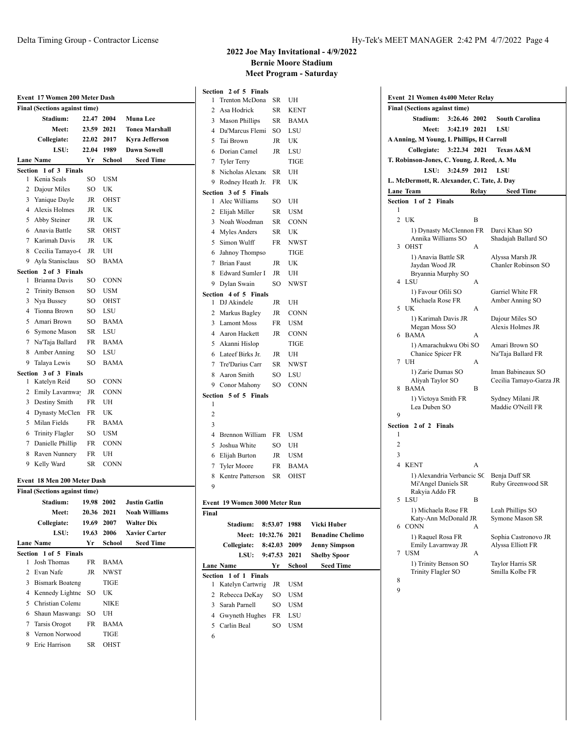## 2022 Joe May Invitational - 4/9/2022

### Bernie Moore Stadium

### Meet Program - Saturday

### Event 17 Women 200 Meter Dash

**Final (Sections against time)**

| | | | |
|---|---|---|---|
| Stadium: | 22.47 | 2004 | Muna Lee |
| Meet: | 23.59 | 2021 | Tonea Marshall |
| Collegiate: | 22.02 | 2017 | Kyra Jefferson |
| LSU: | 22.04 | 1989 | Dawn Sowell |

| Lane | Name | Yr | School | Seed Time |
|---|---|---|---|---|
| **Section 1 of 3 Finals** | | | | |
| 1 | Kenia Seals | SO | USM | |
| 2 | Dajour Miles | SO | UK | |
| 3 | Yanique Dayle | JR | OHST | |
| 4 | Alexis Holmes | JR | UK | |
| 5 | Abby Steiner | JR | UK | |
| 6 | Anavia Battle | SR | OHST | |
| 7 | Karimah Davis | JR | UK | |
| 8 | Cecilia Tamayo-( | JR | UH | |
| 9 | Ayla Stanisclaus | SO | BAMA | |
| **Section 2 of 3 Finals** | | | | |
| 1 | Brianna Davis | SO | CONN | |
| 2 | Trinity Benson | SO | USM | |
| 3 | Nya Bussey | SO | OHST | |
| 4 | Tionna Brown | SO | LSU | |
| 5 | Amari Brown | SO | BAMA | |
| 6 | Symone Mason | SR | LSU | |
| 7 | Na'Taja Ballard | FR | BAMA | |
| 8 | Amber Anning | SO | LSU | |
| 9 | Talaya Lewis | SO | BAMA | |
| **Section 3 of 3 Finals** | | | | |
| 1 | Katelyn Reid | SO | CONN | |
| 2 | Emily Lavarnway | JR | CONN | |
| 3 | Destiny Smith | FR | UH | |
| 4 | Dynasty McClen | FR | UK | |
| 5 | Milan Fields | FR | BAMA | |
| 6 | Trinity Flagler | SO | USM | |
| 7 | Danielle Phillip | FR | CONN | |
| 8 | Raven Nunnery | FR | UH | |
| 9 | Kelly Ward | SR | CONN | |

### Event 18 Men 200 Meter Dash

**Final (Sections against time)**

| | | | |
|---|---|---|---|
| Stadium: | 19.98 | 2002 | Justin Gatlin |
| Meet: | 20.36 | 2021 | Noah Williams |
| Collegiate: | 19.69 | 2007 | Walter Dix |
| LSU: | 19.63 | 2006 | Xavier Carter |

| Lane | Name | Yr | School | Seed Time |
|---|---|---|---|---|
| **Section 1 of 5 Finals** | | | | |
| 1 | Josh Thomas | FR | BAMA | |
| 2 | Evan Nafe | JR | NWST | |
| 3 | Bismark Boateng | | TIGE | |
| 4 | Kennedy Lightne | SO | UK | |
| 5 | Christian Colema | | NIKE | |
| 6 | Shaun Maswanga | SO | UH | |
| 7 | Tarsis Orogot | FR | BAMA | |
| 8 | Vernon Norwood | | TIGE | |
| 9 | Eric Harrison | SR | OHST | |
| **Section 2 of 5 Finals** | | | | |
| 1 | Trenton McDona | SR | UH | |
| 2 | Asa Hodrick | SR | KENT | |
| 3 | Mason Phillips | SR | BAMA | |
| 4 | Da'Marcus Flemi | SO | LSU | |
| 5 | Tai Brown | JR | UK | |
| 6 | Dorian Camel | JR | LSU | |
| 7 | Tyler Terry | | TIGE | |
| 8 | Nicholas Alexand | SR | UH | |
| 9 | Rodney Heath Jr. | FR | UK | |
| **Section 3 of 5 Finals** | | | | |
| 1 | Alec Williams | SO | UH | |
| 2 | Elijah Miller | SR | USM | |
| 3 | Noah Woodman | SR | CONN | |
| 4 | Myles Anders | SR | UK | |
| 5 | Simon Wulff | FR | NWST | |
| 6 | Jahnoy Thompso | | TIGE | |
| 7 | Brian Faust | JR | UK | |
| 8 | Edward Sumler I | JR | UH | |
| 9 | Dylan Swain | SO | NWST | |
| **Section 4 of 5 Finals** | | | | |
| 1 | DJ Akindele | JR | UH | |
| 2 | Markus Bagley | JR | CONN | |
| 3 | Lamont Moss | FR | USM | |
| 4 | Aaron Hackett | JR | CONN | |
| 5 | Akanni Hislop | | TIGE | |
| 6 | Lateef Birks Jr. | JR | UH | |
| 7 | Tre'Darius Carr | SR | NWST | |
| 8 | Aaron Smith | SO | LSU | |
| 9 | Conor Mahony | SO | CONN | |
| **Section 5 of 5 Finals** | | | | |
| 1 | | | | |
| 2 | | | | |
| 3 | | | | |
| 4 | Brennon William | FR | USM | |
| 5 | Joshua White | SO | UH | |
| 6 | Elijah Burton | JR | USM | |
| 7 | Tyler Moore | FR | BAMA | |
| 8 | Kentre Patterson | SR | OHST | |
| 9 | | | | |

### Event 19 Women 3000 Meter Run

**Final**

| | | | |
|---|---|---|---|
| Stadium: | 8:53.07 | 1988 | Vicki Huber |
| Meet: | 10:32.76 | 2021 | Benadine Chelimo |
| Collegiate: | 8:42.03 | 2009 | Jenny Simpson |
| LSU: | 9:47.53 | 2021 | Shelby Spoor |

| Lane | Name | Yr | School | Seed Time |
|---|---|---|---|---|
| **Section 1 of 1 Finals** | | | | |
| 1 | Katelyn Cartwrig | JR | USM | |
| 2 | Rebecca DeKay | SO | USM | |
| 3 | Sarah Parnell | SO | USM | |
| 4 | Gwyneth Hughes | FR | LSU | |
| 5 | Carlin Beal | SO | USM | |
| 6 | | | | |

### Event 21 Women 4x400 Meter Relay

**Final (Sections against time)**

| | | | |
|---|---|---|---|
| Stadium: | 3:26.46 | 2002 | South Carolina |
| Meet: | 3:42.19 | 2021 | LSU |

A Anning, M Young, L Phillips, H Carroll

| | | | |
|---|---|---|---|
| Collegiate: | 3:22.34 | 2021 | Texas A&M |

T. Robinson-Jones, C. Young, J. Reed, A. Mu

| | | | |
|---|---|---|---|
| LSU: | 3:24.59 | 2012 | LSU |

L. McDermott, R. Alexander, C. Tate, J. Day

| Lane | Team | Relay | Seed Time |
|---|---|---|---|
| **Section 1 of 2 Finals** | | | |
| 1 | | | |
| 2 | UK | B | |
| | 1) Dynasty McClennon FR, Darci Khan SO, Annika Williams SO, Shadajah Ballard SO | | |
| 3 | OHST | A | |
| | 1) Anavia Battle SR, Alyssa Marsh JR, Jaydan Wood JR, Chanler Robinson SO, Bryannia Murphy SO | | |
| 4 | LSU | A | |
| | 1) Favour Ofili SO, Garriel White FR, Michaela Rose FR, Amber Anning SO | | |
| 5 | UK | A | |
| | 1) Karimah Davis JR, Dajour Miles SO, Megan Moss SO, Alexis Holmes JR | | |
| 6 | BAMA | A | |
| | 1) Amarachukwu Obi SO, Amari Brown SO, Chanice Spicer FR, Na'Taja Ballard FR | | |
| 7 | UH | A | |
| | 1) Zarie Dumas SO, Iman Babineaux SO, Aliyah Taylor SO, Cecilia Tamayo-Garza JR | | |
| 8 | BAMA | B | |
| | 1) Victoya Smith FR, Sydney Milani JR, Lea Duben SO, Maddie O'Neill FR | | |
| 9 | | | |
| **Section 2 of 2 Finals** | | | |
| 1 | | | |
| 2 | | | |
| 3 | | | |
| 4 | KENT | A | |
| | 1) Alexandria Verbancic SO, Benja Duff SR, Mi'Angel Daniels SR, Ruby Greenwood SR, Rakyia Addo FR | | |
| 5 | LSU | B | |
| | 1) Michaela Rose FR, Leah Phillips SO, Katy-Ann McDonald JR, Symone Mason SR | | |
| 6 | CONN | A | |
| | 1) Raquel Rosa FR, Sophia Castronovo JR, Emily Lavarnway JR, Alyssa Elliott FR | | |
| 7 | USM | A | |
| | 1) Trinity Benson SO, Taylor Harris SR, Trinity Flagler SO, Smilla Kolbe FR | | |
| 8 | | | |
| 9 | | | |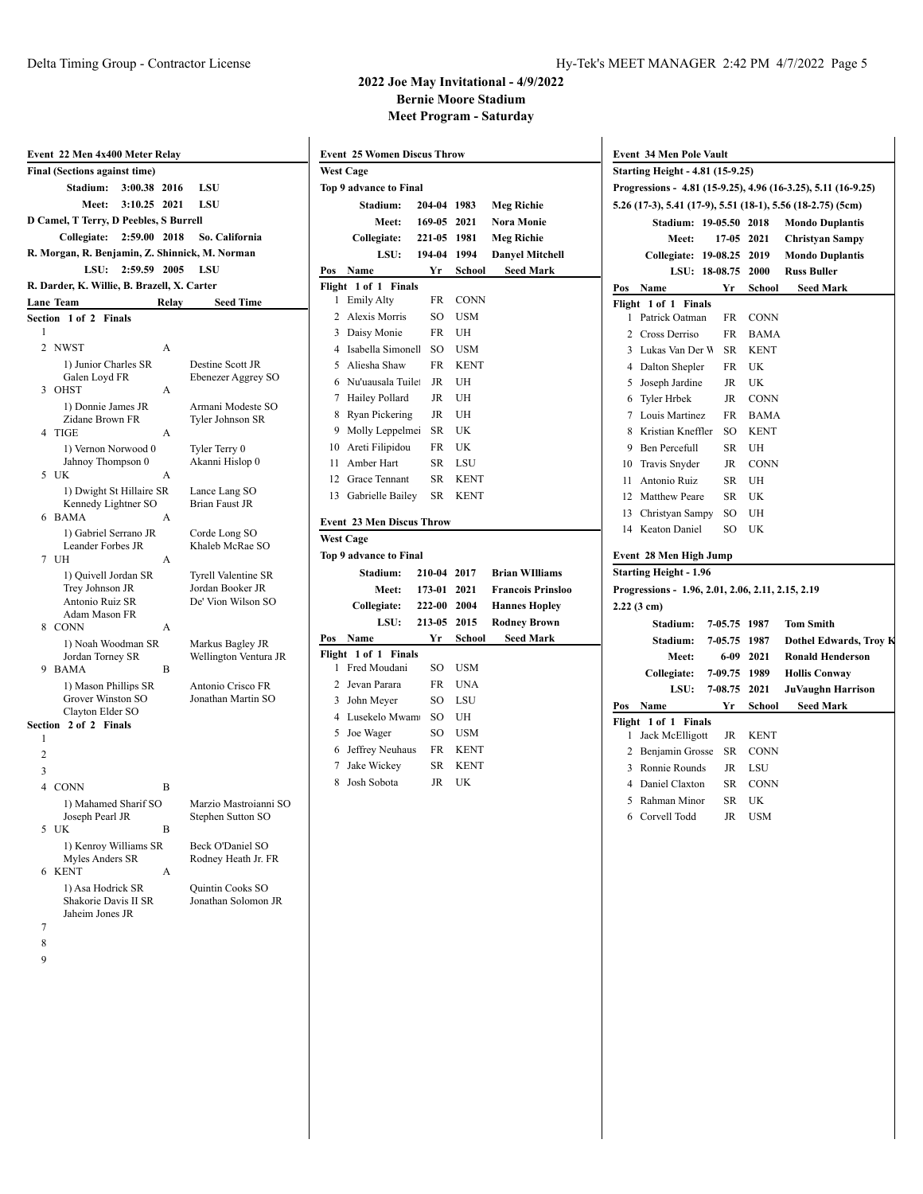# 2022 Joe May Invitational - 4/9/2022
## Bernie Moore Stadium
## Meet Program - Saturday

### Event 22 Men 4x400 Meter Relay

**Final (Sections against time)**

| Record | Time | Year | Holder |
|---|---|---|---|
| Stadium: | 3:00.38 | 2016 | LSU |
| Meet: | 3:10.25 | 2021 | LSU |

D Camel, T Terry, D Peebles, S Burrell

| Record | Time | Year | Holder |
|---|---|---|---|
| Collegiate: | 2:59.00 | 2018 | So. California |

R. Morgan, R. Benjamin, Z. Shinnick, M. Norman

| Record | Time | Year | Holder |
|---|---|---|---|
| LSU: | 2:59.59 | 2005 | LSU |

R. Darder, K. Willie, B. Brazell, X. Carter

**Section 1 of 2 Finals**

| Lane | Team | Relay | Seed Time |
|---|---|---|---|
| 1 | | | |
| 2 | NWST | A | |
| | 1) Junior Charles SR; Destine Scott JR; Galen Loyd FR; Ebenezer Aggrey SO | | |
| 3 | OHST | A | |
| | 1) Donnie James JR; Armani Modeste SO; Zidane Brown FR; Tyler Johnson SR | | |
| 4 | TIGE | A | |
| | 1) Vernon Norwood 0; Tyler Terry 0; Jahnoy Thompson 0; Akanni Hislop 0 | | |
| 5 | UK | A | |
| | 1) Dwight St Hillaire SR; Lance Lang SO; Kennedy Lightner SO; Brian Faust JR | | |
| 6 | BAMA | A | |
| | 1) Gabriel Serrano JR; Corde Long SO; Leander Forbes JR; Khaleb McRae SO | | |
| 7 | UH | A | |
| | 1) Quivell Jordan SR; Tyrell Valentine SR; Trey Johnson JR; Jordan Booker JR; Antonio Ruiz SR; De' Vion Wilson SO; Adam Mason FR | | |
| 8 | CONN | A | |
| | 1) Noah Woodman SR; Markus Bagley JR; Jordan Torney SR; Wellington Ventura JR | | |
| 9 | BAMA | B | |
| | 1) Mason Phillips SR; Antonio Crisco FR; Grover Winston SO; Jonathan Martin SO; Clayton Elder SO | | |

**Section 2 of 2 Finals**

| Lane | Team | Relay | Seed Time |
|---|---|---|---|
| 1 | | | |
| 2 | | | |
| 3 | | | |
| 4 | CONN | B | |
| | 1) Mahamed Sharif SO; Marzio Mastroianni SO; Joseph Pearl JR; Stephen Sutton SO | | |
| 5 | UK | B | |
| | 1) Kenroy Williams SR; Beck O'Daniel SO; Myles Anders SR; Rodney Heath Jr. FR | | |
| 6 | KENT | A | |
| | 1) Asa Hodrick SR; Quintin Cooks SO; Shakorie Davis II SR; Jonathan Solomon JR; Jaheim Jones JR | | |
| 7 | | | |
| 8 | | | |
| 9 | | | |

### Event 25 Women Discus Throw

**West Cage**

**Top 9 advance to Final**

| Record | Mark | Year | Holder |
|---|---|---|---|
| Stadium: | 204-04 | 1983 | Meg Richie |
| Meet: | 169-05 | 2021 | Nora Monie |
| Collegiate: | 221-05 | 1981 | Meg Richie |
| LSU: | 194-04 | 1994 | Danyel Mitchell |

**Flight 1 of 1 Finals**

| Pos | Name | Yr | School | Seed Mark |
|---|---|---|---|---|
| 1 | Emily Alty | FR | CONN | |
| 2 | Alexis Morris | SO | USM | |
| 3 | Daisy Monie | FR | UH | |
| 4 | Isabella Simonell | SO | USM | |
| 5 | Aliesha Shaw | FR | KENT | |
| 6 | Nu'uausala Tuilet | JR | UH | |
| 7 | Hailey Pollard | JR | UH | |
| 8 | Ryan Pickering | JR | UH | |
| 9 | Molly Leppelmei | SR | UK | |
| 10 | Areti Filipidou | FR | UK | |
| 11 | Amber Hart | SR | LSU | |
| 12 | Grace Tennant | SR | KENT | |
| 13 | Gabrielle Bailey | SR | KENT | |

### Event 23 Men Discus Throw

**West Cage**

**Top 9 advance to Final**

| Record | Mark | Year | Holder |
|---|---|---|---|
| Stadium: | 210-04 | 2017 | Brian WIlliams |
| Meet: | 173-01 | 2021 | Francois Prinsloo |
| Collegiate: | 222-00 | 2004 | Hannes Hopley |
| LSU: | 213-05 | 2015 | Rodney Brown |

**Flight 1 of 1 Finals**

| Pos | Name | Yr | School | Seed Mark |
|---|---|---|---|---|
| 1 | Fred Moudani | SO | USM | |
| 2 | Jevan Parara | FR | UNA | |
| 3 | John Meyer | SO | LSU | |
| 4 | Lusekelo Mwam | SO | UH | |
| 5 | Joe Wager | SO | USM | |
| 6 | Jeffrey Neuhaus | FR | KENT | |
| 7 | Jake Wickey | SR | KENT | |
| 8 | Josh Sobota | JR | UK | |

### Event 34 Men Pole Vault

**Starting Height - 4.81 (15-9.25)**

**Progressions - 4.81 (15-9.25), 4.96 (16-3.25), 5.11 (16-9.25) 5.26 (17-3), 5.41 (17-9), 5.51 (18-1), 5.56 (18-2.75) (5cm)**

| Record | Mark | Year | Holder |
|---|---|---|---|
| Stadium: | 19-05.50 | 2018 | Mondo Duplantis |
| Meet: | 17-05 | 2021 | Christyan Sampy |
| Collegiate: | 19-08.25 | 2019 | Mondo Duplantis |
| LSU: | 18-08.75 | 2000 | Russ Buller |

**Flight 1 of 1 Finals**

| Pos | Name | Yr | School | Seed Mark |
|---|---|---|---|---|
| 1 | Patrick Oatman | FR | CONN | |
| 2 | Cross Derriso | FR | BAMA | |
| 3 | Lukas Van Der W | SR | KENT | |
| 4 | Dalton Shepler | FR | UK | |
| 5 | Joseph Jardine | JR | UK | |
| 6 | Tyler Hrbek | JR | CONN | |
| 7 | Louis Martinez | FR | BAMA | |
| 8 | Kristian Kneffler | SO | KENT | |
| 9 | Ben Percefull | SR | UH | |
| 10 | Travis Snyder | JR | CONN | |
| 11 | Antonio Ruiz | SR | UH | |
| 12 | Matthew Peare | SR | UK | |
| 13 | Christyan Sampy | SO | UH | |
| 14 | Keaton Daniel | SO | UK | |

### Event 28 Men High Jump

**Starting Height - 1.96**

**Progressions - 1.96, 2.01, 2.06, 2.11, 2.15, 2.19 2.22 (3 cm)**

| Record | Mark | Year | Holder |
|---|---|---|---|
| Stadium: | 7-05.75 | 1987 | Tom Smith |
| Stadium: | 7-05.75 | 1987 | Dothel Edwards, Troy K |
| Meet: | 6-09 | 2021 | Ronald Henderson |
| Collegiate: | 7-09.75 | 1989 | Hollis Conway |
| LSU: | 7-08.75 | 2021 | JuVaughn Harrison |

**Flight 1 of 1 Finals**

| Pos | Name | Yr | School | Seed Mark |
|---|---|---|---|---|
| 1 | Jack McElligott | JR | KENT | |
| 2 | Benjamin Grosse | SR | CONN | |
| 3 | Ronnie Rounds | JR | LSU | |
| 4 | Daniel Claxton | SR | CONN | |
| 5 | Rahman Minor | SR | UK | |
| 6 | Corvell Todd | JR | USM | |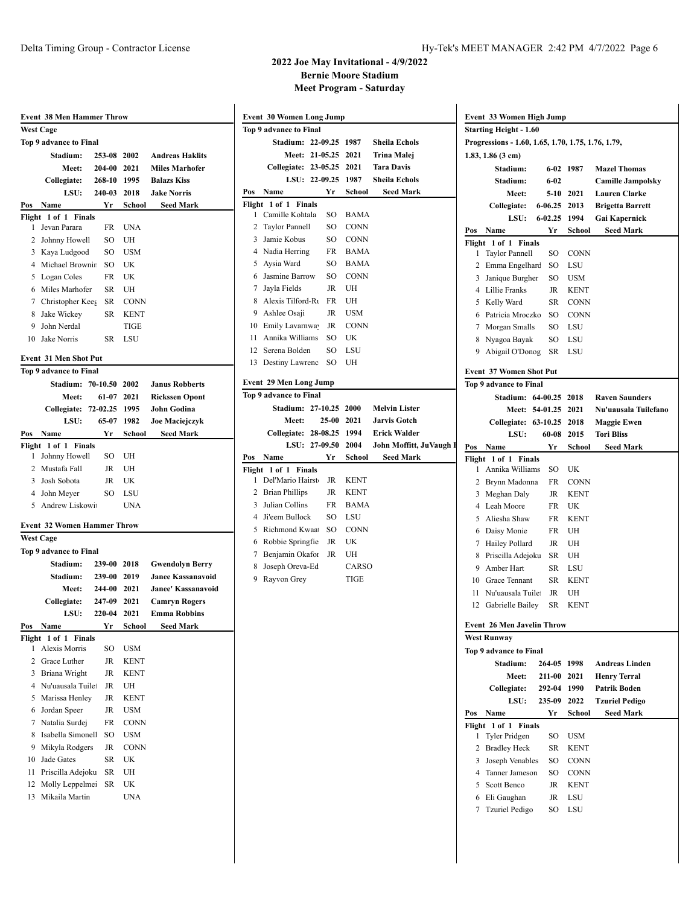## 2022 Joe May Invitational - 4/9/2022
## Bernie Moore Stadium
## Meet Program - Saturday

### Event 38 Men Hammer Throw

**West Cage**

**Top 9 advance to Final**

| | | | |
|---|---|---|---|
| Stadium: | 253-08 | 2002 | Andreas Haklits |
| Meet: | 204-00 | 2021 | Miles Marhofer |
| Collegiate: | 268-10 | 1995 | Balazs Kiss |
| LSU: | 240-03 | 2018 | Jake Norris |

**Flight 1 of 1 Finals**

| Pos | Name | Yr | School | Seed Mark |
|---|---|---|---|---|
| 1 | Jevan Parara | FR | UNA | |
| 2 | Johnny Howell | SO | UH | |
| 3 | Kaya Ludgood | SO | USM | |
| 4 | Michael Brownir | SO | UK | |
| 5 | Logan Coles | FR | UK | |
| 6 | Miles Marhofer | SR | UH | |
| 7 | Christopher Keeg | SR | CONN | |
| 8 | Jake Wickey | SR | KENT | |
| 9 | John Nerdal | | TIGE | |
| 10 | Jake Norris | SR | LSU | |

### Event 31 Men Shot Put

**Top 9 advance to Final**

| | | | |
|---|---|---|---|
| Stadium: | 70-10.50 | 2002 | Janus Robberts |
| Meet: | 61-07 | 2021 | Rickssen Opont |
| Collegiate: | 72-02.25 | 1995 | John Godina |
| LSU: | 65-07 | 1982 | Joe Maciejczyk |

**Flight 1 of 1 Finals**

| Pos | Name | Yr | School | Seed Mark |
|---|---|---|---|---|
| 1 | Johnny Howell | SO | UH | |
| 2 | Mustafa Fall | JR | UH | |
| 3 | Josh Sobota | JR | UK | |
| 4 | John Meyer | SO | LSU | |
| 5 | Andrew Liskowit | | UNA | |

### Event 32 Women Hammer Throw

**West Cage**

**Top 9 advance to Final**

| | | | |
|---|---|---|---|
| Stadium: | 239-00 | 2018 | Gwendolyn Berry |
| Stadium: | 239-00 | 2019 | Janee Kassanavoid |
| Meet: | 244-00 | 2021 | Janee' Kassanavoid |
| Collegiate: | 247-09 | 2021 | Camryn Rogers |
| LSU: | 220-04 | 2021 | Emma Robbins |

**Flight 1 of 1 Finals**

| Pos | Name | Yr | School | Seed Mark |
|---|---|---|---|---|
| 1 | Alexis Morris | SO | USM | |
| 2 | Grace Luther | JR | KENT | |
| 3 | Briana Wright | JR | KENT | |
| 4 | Nu'uausala Tuilei | JR | UH | |
| 5 | Marissa Henley | JR | KENT | |
| 6 | Jordan Speer | JR | USM | |
| 7 | Natalia Surdej | FR | CONN | |
| 8 | Isabella Simonell | SO | USM | |
| 9 | Mikyla Rodgers | JR | CONN | |
| 10 | Jade Gates | SR | UK | |
| 11 | Priscilla Adejoku | SR | UH | |
| 12 | Molly Leppelmei | SR | UK | |
| 13 | Mikaila Martin | | UNA | |

### Event 30 Women Long Jump

**Top 9 advance to Final**

| | | | |
|---|---|---|---|
| Stadium: | 22-09.25 | 1987 | Sheila Echols |
| Meet: | 21-05.25 | 2021 | Trina Malej |
| Collegiate: | 23-05.25 | 2021 | Tara Davis |
| LSU: | 22-09.25 | 1987 | Sheila Echols |

**Flight 1 of 1 Finals**

| Pos | Name | Yr | School | Seed Mark |
|---|---|---|---|---|
| 1 | Camille Kohtala | SO | BAMA | |
| 2 | Taylor Pannell | SO | CONN | |
| 3 | Jamie Kobus | SO | CONN | |
| 4 | Nadia Herring | FR | BAMA | |
| 5 | Aysia Ward | SO | BAMA | |
| 6 | Jasmine Barrow | SO | CONN | |
| 7 | Jayla Fields | JR | UH | |
| 8 | Alexis Tilford-Ru | FR | UH | |
| 9 | Ashlee Osaji | JR | USM | |
| 10 | Emily Lavarnway | JR | CONN | |
| 11 | Annika Williams | SO | UK | |
| 12 | Serena Bolden | SO | LSU | |
| 13 | Destiny Lawrenc | SO | UH | |

### Event 29 Men Long Jump

**Top 9 advance to Final**

| | | | |
|---|---|---|---|
| Stadium: | 27-10.25 | 2000 | Melvin Lister |
| Meet: | 25-00 | 2021 | Jarvis Gotch |
| Collegiate: | 28-08.25 | 1994 | Erick Walder |
| LSU: | 27-09.50 | 2004 | John Moffitt, JuVaugh I |

**Flight 1 of 1 Finals**

| Pos | Name | Yr | School | Seed Mark |
|---|---|---|---|---|
| 1 | Del'Mario Hairst | JR | KENT | |
| 2 | Brian Phillips | JR | KENT | |
| 3 | Julian Collins | FR | BAMA | |
| 4 | Ji'eem Bullock | SO | LSU | |
| 5 | Richmond Kwaa | SO | CONN | |
| 6 | Robbie Springfie | JR | UK | |
| 7 | Benjamin Okafor | JR | UH | |
| 8 | Joseph Oreva-Ed | | CARSO | |
| 9 | Rayvon Grey | | TIGE | |

### Event 33 Women High Jump

**Starting Height - 1.60**

**Progressions - 1.60, 1.65, 1.70, 1.75, 1.76, 1.79, 1.83, 1.86 (3 cm)**

| | | | |
|---|---|---|---|
| Stadium: | 6-02 | 1987 | Mazel Thomas |
| Stadium: | 6-02 | | Camille Jampolsky |
| Meet: | 5-10 | 2021 | Lauren Clarke |
| Collegiate: | 6-06.25 | 2013 | Brigetta Barrett |
| LSU: | 6-02.25 | 1994 | Gai Kapernick |

**Flight 1 of 1 Finals**

| Pos | Name | Yr | School | Seed Mark |
|---|---|---|---|---|
| 1 | Taylor Pannell | SO | CONN | |
| 2 | Emma Engelhard | SO | LSU | |
| 3 | Janique Burgher | SO | USM | |
| 4 | Lillie Franks | JR | KENT | |
| 5 | Kelly Ward | SR | CONN | |
| 6 | Patricia Mroczko | SO | CONN | |
| 7 | Morgan Smalls | SO | LSU | |
| 8 | Nyagoa Bayak | SO | LSU | |
| 9 | Abigail O'Donog | SR | LSU | |

### Event 37 Women Shot Put

**Top 9 advance to Final**

| | | | |
|---|---|---|---|
| Stadium: | 64-00.25 | 2018 | Raven Saunders |
| Meet: | 54-01.25 | 2021 | Nu'uausala Tuilefano |
| Collegiate: | 63-10.25 | 2018 | Maggie Ewen |
| LSU: | 60-08 | 2015 | Tori Bliss |

**Flight 1 of 1 Finals**

| Pos | Name | Yr | School | Seed Mark |
|---|---|---|---|---|
| 1 | Annika Williams | SO | UK | |
| 2 | Brynn Madonna | FR | CONN | |
| 3 | Meghan Daly | JR | KENT | |
| 4 | Leah Moore | FR | UK | |
| 5 | Aliesha Shaw | FR | KENT | |
| 6 | Daisy Monie | FR | UH | |
| 7 | Hailey Pollard | JR | UH | |
| 8 | Priscilla Adejoku | SR | UH | |
| 9 | Amber Hart | SR | LSU | |
| 10 | Grace Tennant | SR | KENT | |
| 11 | Nu'uausala Tuilei | JR | UH | |
| 12 | Gabrielle Bailey | SR | KENT | |

### Event 26 Men Javelin Throw

**West Runway**

**Top 9 advance to Final**

| | | | |
|---|---|---|---|
| Stadium: | 264-05 | 1998 | Andreas Linden |
| Meet: | 211-00 | 2021 | Henry Terral |
| Collegiate: | 292-04 | 1990 | Patrik Boden |
| LSU: | 235-09 | 2022 | Tzuriel Pedigo |

**Flight 1 of 1 Finals**

| Pos | Name | Yr | School | Seed Mark |
|---|---|---|---|---|
| 1 | Tyler Pridgen | SO | USM | |
| 2 | Bradley Heck | SR | KENT | |
| 3 | Joseph Venables | SO | CONN | |
| 4 | Tanner Jameson | SO | CONN | |
| 5 | Scott Benco | JR | KENT | |
| 6 | Eli Gaughan | JR | LSU | |
| 7 | Tzuriel Pedigo | SO | LSU | |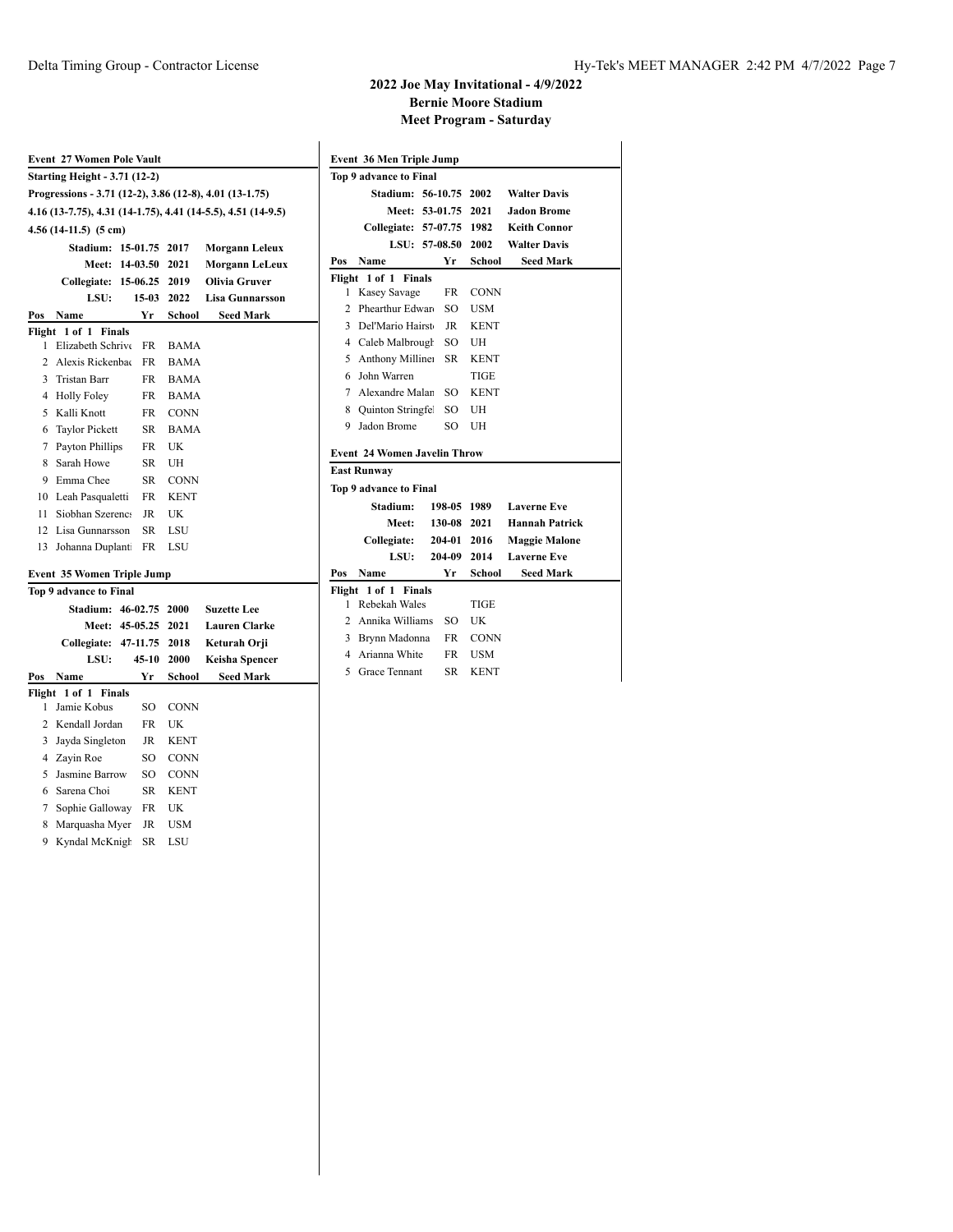# 2022 Joe May Invitational - 4/9/2022

**Bernie Moore Stadium**

**Meet Program - Saturday**

### Event 27 Women Pole Vault

**Starting Height - 3.71 (12-2)**

**Progressions - 3.71 (12-2), 3.86 (12-8), 4.01 (13-1.75)**

**4.16 (13-7.75), 4.31 (14-1.75), 4.41 (14-5.5), 4.51 (14-9.5)**

**4.56 (14-11.5) (5 cm)**

| | | | |
|---|---|---|---|
| Stadium: | 15-01.75 | 2017 | Morgann Leleux |
| Meet: | 14-03.50 | 2021 | Morgann LeLeux |
| Collegiate: | 15-06.25 | 2019 | Olivia Gruver |
| LSU: | 15-03 | 2022 | Lisa Gunnarsson |

**Flight 1 of 1 Finals**

| Pos | Name | Yr | School | Seed Mark |
|---|---|---|---|---|
| 1 | Elizabeth Schrive | FR | BAMA | |
| 2 | Alexis Rickenbac | FR | BAMA | |
| 3 | Tristan Barr | FR | BAMA | |
| 4 | Holly Foley | FR | BAMA | |
| 5 | Kalli Knott | FR | CONN | |
| 6 | Taylor Pickett | SR | BAMA | |
| 7 | Payton Phillips | FR | UK | |
| 8 | Sarah Howe | SR | UH | |
| 9 | Emma Chee | SR | CONN | |
| 10 | Leah Pasqualetti | FR | KENT | |
| 11 | Siobhan Szerencs | JR | UK | |
| 12 | Lisa Gunnarsson | SR | LSU | |
| 13 | Johanna Duplanti | FR | LSU | |

### Event 35 Women Triple Jump

**Top 9 advance to Final**

| | | | |
|---|---|---|---|
| Stadium: | 46-02.75 | 2000 | Suzette Lee |
| Meet: | 45-05.25 | 2021 | Lauren Clarke |
| Collegiate: | 47-11.75 | 2018 | Keturah Orji |
| LSU: | 45-10 | 2000 | Keisha Spencer |

**Flight 1 of 1 Finals**

| Pos | Name | Yr | School | Seed Mark |
|---|---|---|---|---|
| 1 | Jamie Kobus | SO | CONN | |
| 2 | Kendall Jordan | FR | UK | |
| 3 | Jayda Singleton | JR | KENT | |
| 4 | Zayin Roe | SO | CONN | |
| 5 | Jasmine Barrow | SO | CONN | |
| 6 | Sarena Choi | SR | KENT | |
| 7 | Sophie Galloway | FR | UK | |
| 8 | Marquasha Myer | JR | USM | |
| 9 | Kyndal McKnigh | SR | LSU | |

### Event 36 Men Triple Jump

**Top 9 advance to Final**

| | | | |
|---|---|---|---|
| Stadium: | 56-10.75 | 2002 | Walter Davis |
| Meet: | 53-01.75 | 2021 | Jadon Brome |
| Collegiate: | 57-07.75 | 1982 | Keith Connor |
| LSU: | 57-08.50 | 2002 | Walter Davis |

**Flight 1 of 1 Finals**

| Pos | Name | Yr | School | Seed Mark |
|---|---|---|---|---|
| 1 | Kasey Savage | FR | CONN | |
| 2 | Phearthur Edward | SO | USM | |
| 3 | Del'Mario Hairsto | JR | KENT | |
| 4 | Caleb Malbrough | SO | UH | |
| 5 | Anthony Milliner | SR | KENT | |
| 6 | John Warren | | TIGE | |
| 7 | Alexandre Malan | SO | KENT | |
| 8 | Quinton Stringfel | SO | UH | |
| 9 | Jadon Brome | SO | UH | |

### Event 24 Women Javelin Throw

**East Runway**

**Top 9 advance to Final**

| | | | |
|---|---|---|---|
| Stadium: | 198-05 | 1989 | Laverne Eve |
| Meet: | 130-08 | 2021 | Hannah Patrick |
| Collegiate: | 204-01 | 2016 | Maggie Malone |
| LSU: | 204-09 | 2014 | Laverne Eve |

**Flight 1 of 1 Finals**

| Pos | Name | Yr | School | Seed Mark |
|---|---|---|---|---|
| 1 | Rebekah Wales | | TIGE | |
| 2 | Annika Williams | SO | UK | |
| 3 | Brynn Madonna | FR | CONN | |
| 4 | Arianna White | FR | USM | |
| 5 | Grace Tennant | SR | KENT | |